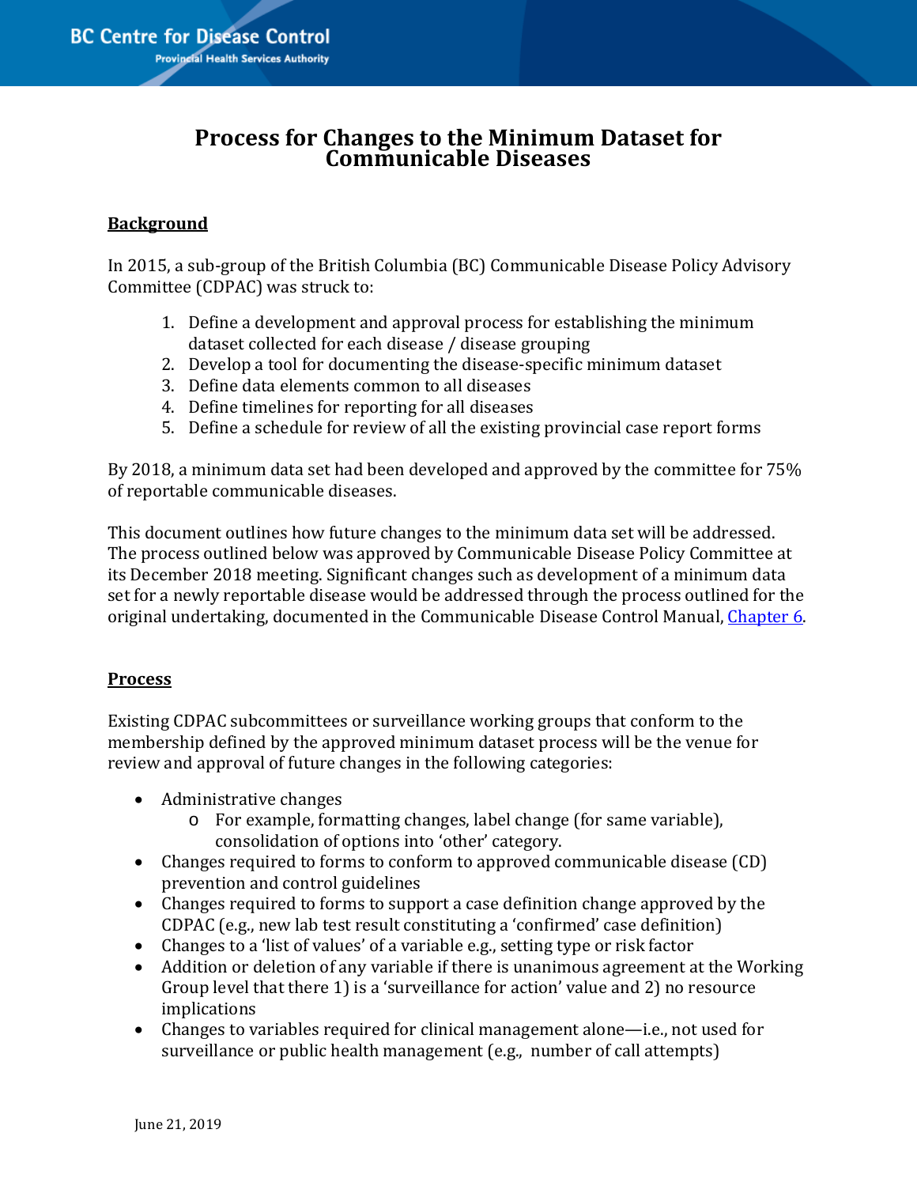# Process for Changes to the Minimum Dataset for Communicable Diseases

## Background

In 2015, a sub-group of the British Columbia (BC) Communicable Disease Policy Advisory Committee (CDPAC) was struck to:

1. Define a development and approval process for establishing the minimum dataset collected for each disease / disease grouping
2. Develop a tool for documenting the disease-specific minimum dataset
3. Define data elements common to all diseases
4. Define timelines for reporting for all diseases
5. Define a schedule for review of all the existing provincial case report forms

By 2018, a minimum data set had been developed and approved by the committee for 75% of reportable communicable diseases.

This document outlines how future changes to the minimum data set will be addressed. The process outlined below was approved by Communicable Disease Policy Committee at its December 2018 meeting. Significant changes such as development of a minimum data set for a newly reportable disease would be addressed through the process outlined for the original undertaking, documented in the Communicable Disease Control Manual, Chapter 6.

## Process

Existing CDPAC subcommittees or surveillance working groups that conform to the membership defined by the approved minimum dataset process will be the venue for review and approval of future changes in the following categories:

- Administrative changes
  - For example, formatting changes, label change (for same variable), consolidation of options into 'other' category.
- Changes required to forms to conform to approved communicable disease (CD) prevention and control guidelines
- Changes required to forms to support a case definition change approved by the CDPAC (e.g., new lab test result constituting a 'confirmed' case definition)
- Changes to a 'list of values' of a variable e.g., setting type or risk factor
- Addition or deletion of any variable if there is unanimous agreement at the Working Group level that there 1) is a 'surveillance for action' value and 2) no resource implications
- Changes to variables required for clinical management alone—i.e., not used for surveillance or public health management (e.g., number of call attempts)

June 21, 2019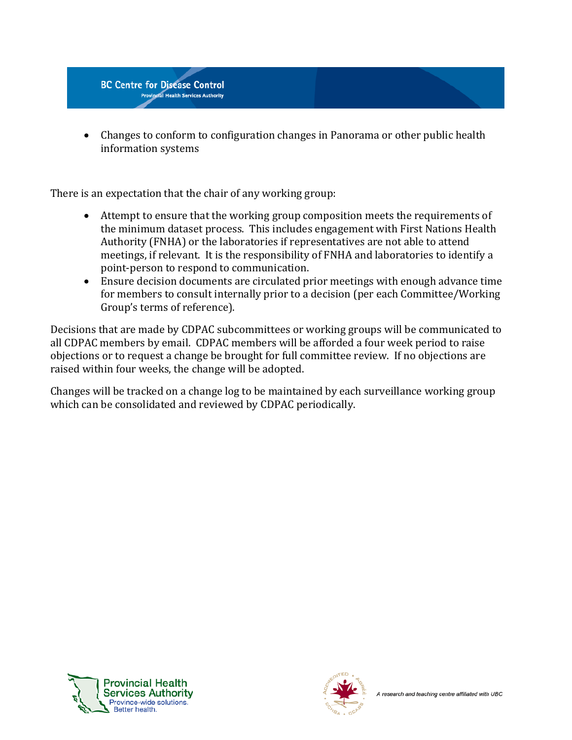- Changes to conform to configuration changes in Panorama or other public health information systems

There is an expectation that the chair of any working group:

- Attempt to ensure that the working group composition meets the requirements of the minimum dataset process. This includes engagement with First Nations Health Authority (FNHA) or the laboratories if representatives are not able to attend meetings, if relevant. It is the responsibility of FNHA and laboratories to identify a point-person to respond to communication.
- Ensure decision documents are circulated prior meetings with enough advance time for members to consult internally prior to a decision (per each Committee/Working Group's terms of reference).

Decisions that are made by CDPAC subcommittees or working groups will be communicated to all CDPAC members by email. CDPAC members will be afforded a four week period to raise objections or to request a change be brought for full committee review. If no objections are raised within four weeks, the change will be adopted.

Changes will be tracked on a change log to be maintained by each surveillance working group which can be consolidated and reviewed by CDPAC periodically.